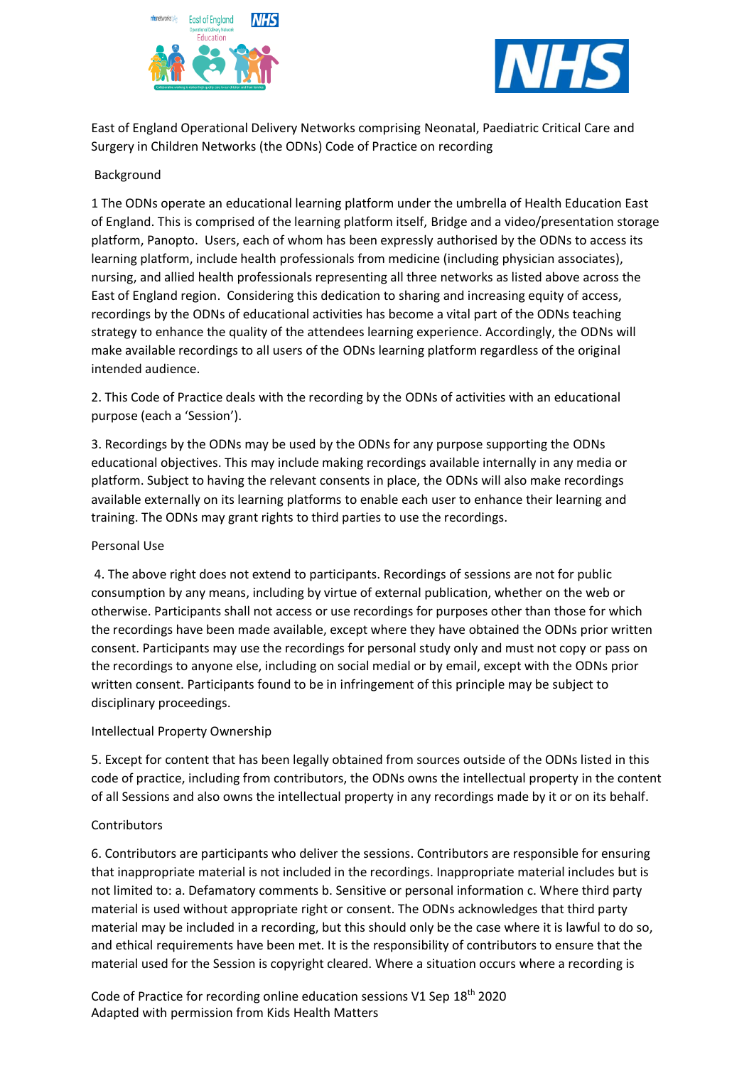East of England Operational Delivery Networks comprising Neonatal, Paediatric Critical Care and Surgery in Children Networks (the ODNs) Code of Practice on recording

Background

1 The ODNs operate an educational learning platform under the umbrella of Health Education East of England. This is comprised of the learning platform itself, Bridge and a video/presentation storage platform, Panopto. Users, each of whom has been expressly authorised by the ODNs to access its learning platform, include health professionals from medicine (including physician associates), nursing, and allied health professionals representing all three networks as listed above across the East of England region. Considering this dedication to sharing and increasing equity of access, recordings by the ODNs of educational activities has become a vital part of the ODNs teaching strategy to enhance the quality of the attendees learning experience. Accordingly, the ODNs will make available recordings to all users of the ODNs learning platform regardless of the original intended audience.

2. This Code of Practice deals with the recording by the ODNs of activities with an educational purpose (each a 'Session').

3. Recordings by the ODNs may be used by the ODNs for any purpose supporting the ODNs educational objectives. This may include making recordings available internally in any media or platform. Subject to having the relevant consents in place, the ODNs will also make recordings available externally on its learning platforms to enable each user to enhance their learning and training. The ODNs may grant rights to third parties to use the recordings.

Personal Use

4. The above right does not extend to participants. Recordings of sessions are not for public consumption by any means, including by virtue of external publication, whether on the web or otherwise. Participants shall not access or use recordings for purposes other than those for which the recordings have been made available, except where they have obtained the ODNs prior written consent. Participants may use the recordings for personal study only and must not copy or pass on the recordings to anyone else, including on social medial or by email, except with the ODNs prior written consent. Participants found to be in infringement of this principle may be subject to disciplinary proceedings.

Intellectual Property Ownership

5. Except for content that has been legally obtained from sources outside of the ODNs listed in this code of practice, including from contributors, the ODNs owns the intellectual property in the content of all Sessions and also owns the intellectual property in any recordings made by it or on its behalf.

Contributors

6. Contributors are participants who deliver the sessions. Contributors are responsible for ensuring that inappropriate material is not included in the recordings. Inappropriate material includes but is not limited to: a. Defamatory comments b. Sensitive or personal information c. Where third party material is used without appropriate right or consent. The ODNs acknowledges that third party material may be included in a recording, but this should only be the case where it is lawful to do so, and ethical requirements have been met. It is the responsibility of contributors to ensure that the material used for the Session is copyright cleared. Where a situation occurs where a recording is

Code of Practice for recording online education sessions V1 Sep 18th 2020
Adapted with permission from Kids Health Matters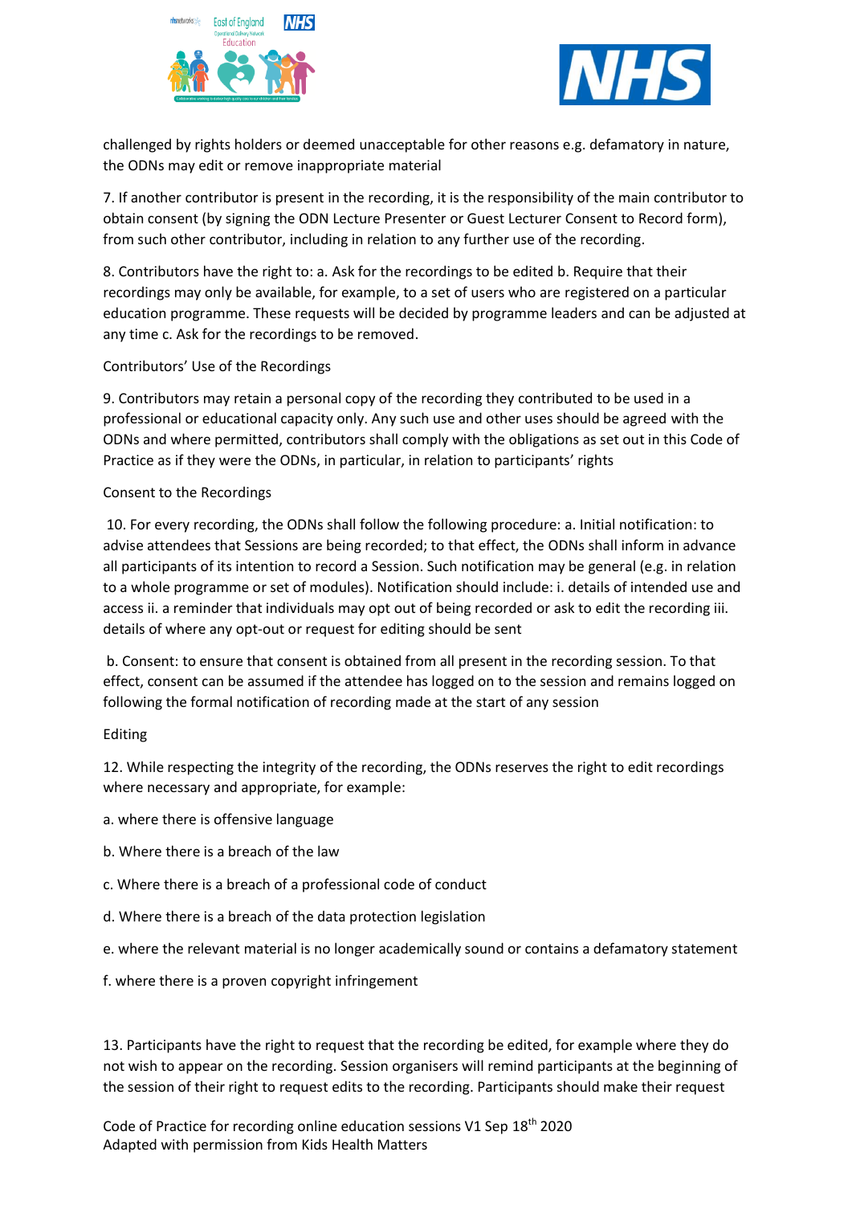challenged by rights holders or deemed unacceptable for other reasons e.g. defamatory in nature, the ODNs may edit or remove inappropriate material

7. If another contributor is present in the recording, it is the responsibility of the main contributor to obtain consent (by signing the ODN Lecture Presenter or Guest Lecturer Consent to Record form), from such other contributor, including in relation to any further use of the recording.

8. Contributors have the right to: a. Ask for the recordings to be edited b. Require that their recordings may only be available, for example, to a set of users who are registered on a particular education programme. These requests will be decided by programme leaders and can be adjusted at any time c. Ask for the recordings to be removed.

Contributors' Use of the Recordings

9. Contributors may retain a personal copy of the recording they contributed to be used in a professional or educational capacity only. Any such use and other uses should be agreed with the ODNs and where permitted, contributors shall comply with the obligations as set out in this Code of Practice as if they were the ODNs, in particular, in relation to participants' rights

Consent to the Recordings

10. For every recording, the ODNs shall follow the following procedure: a. Initial notification: to advise attendees that Sessions are being recorded; to that effect, the ODNs shall inform in advance all participants of its intention to record a Session. Such notification may be general (e.g. in relation to a whole programme or set of modules). Notification should include: i. details of intended use and access ii. a reminder that individuals may opt out of being recorded or ask to edit the recording iii. details of where any opt-out or request for editing should be sent

b. Consent: to ensure that consent is obtained from all present in the recording session. To that effect, consent can be assumed if the attendee has logged on to the session and remains logged on following the formal notification of recording made at the start of any session

Editing

12. While respecting the integrity of the recording, the ODNs reserves the right to edit recordings where necessary and appropriate, for example:

a. where there is offensive language

b. Where there is a breach of the law

c. Where there is a breach of a professional code of conduct

d. Where there is a breach of the data protection legislation

e. where the relevant material is no longer academically sound or contains a defamatory statement

f. where there is a proven copyright infringement

13. Participants have the right to request that the recording be edited, for example where they do not wish to appear on the recording. Session organisers will remind participants at the beginning of the session of their right to request edits to the recording. Participants should make their request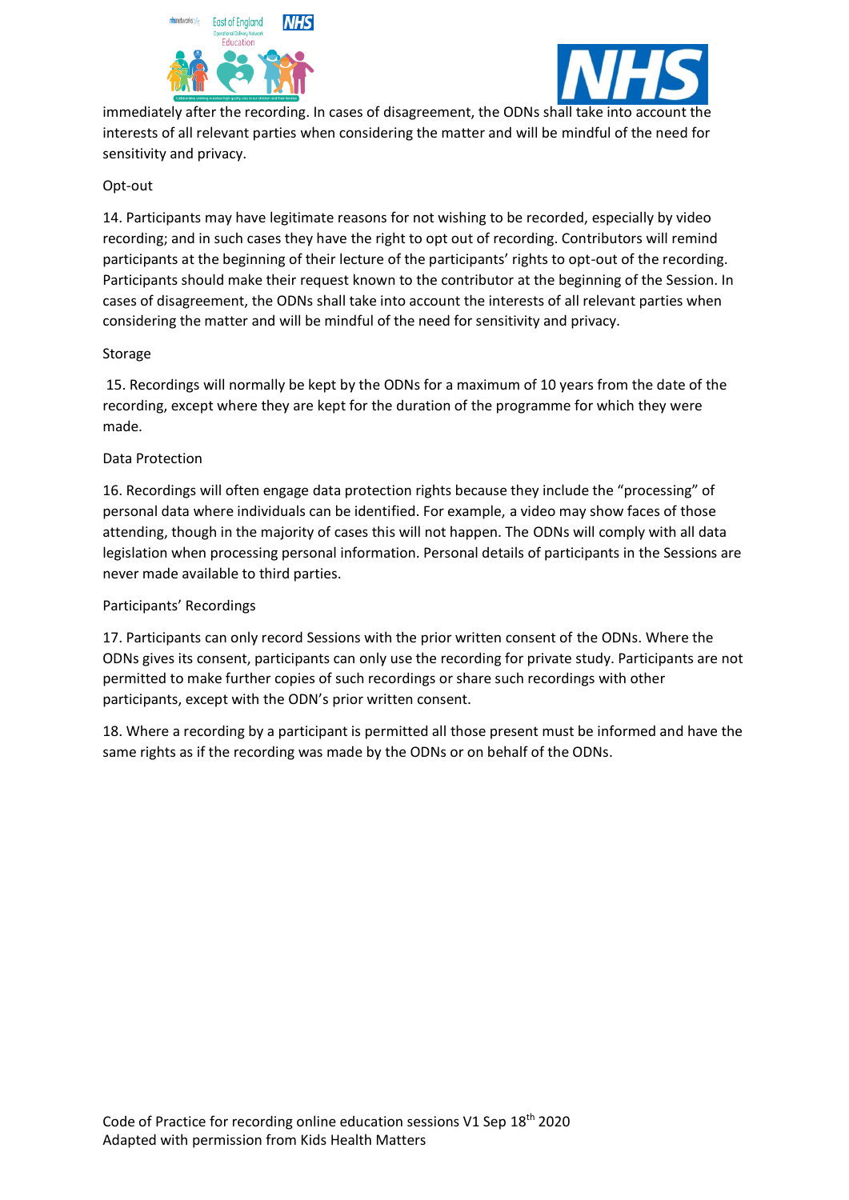immediately after the recording. In cases of disagreement, the ODNs shall take into account the interests of all relevant parties when considering the matter and will be mindful of the need for sensitivity and privacy.

Opt-out

14. Participants may have legitimate reasons for not wishing to be recorded, especially by video recording; and in such cases they have the right to opt out of recording. Contributors will remind participants at the beginning of their lecture of the participants' rights to opt-out of the recording. Participants should make their request known to the contributor at the beginning of the Session. In cases of disagreement, the ODNs shall take into account the interests of all relevant parties when considering the matter and will be mindful of the need for sensitivity and privacy.

Storage

15. Recordings will normally be kept by the ODNs for a maximum of 10 years from the date of the recording, except where they are kept for the duration of the programme for which they were made.

Data Protection

16. Recordings will often engage data protection rights because they include the "processing" of personal data where individuals can be identified. For example, a video may show faces of those attending, though in the majority of cases this will not happen. The ODNs will comply with all data legislation when processing personal information. Personal details of participants in the Sessions are never made available to third parties.

Participants' Recordings

17. Participants can only record Sessions with the prior written consent of the ODNs. Where the ODNs gives its consent, participants can only use the recording for private study. Participants are not permitted to make further copies of such recordings or share such recordings with other participants, except with the ODN's prior written consent.

18. Where a recording by a participant is permitted all those present must be informed and have the same rights as if the recording was made by the ODNs or on behalf of the ODNs.